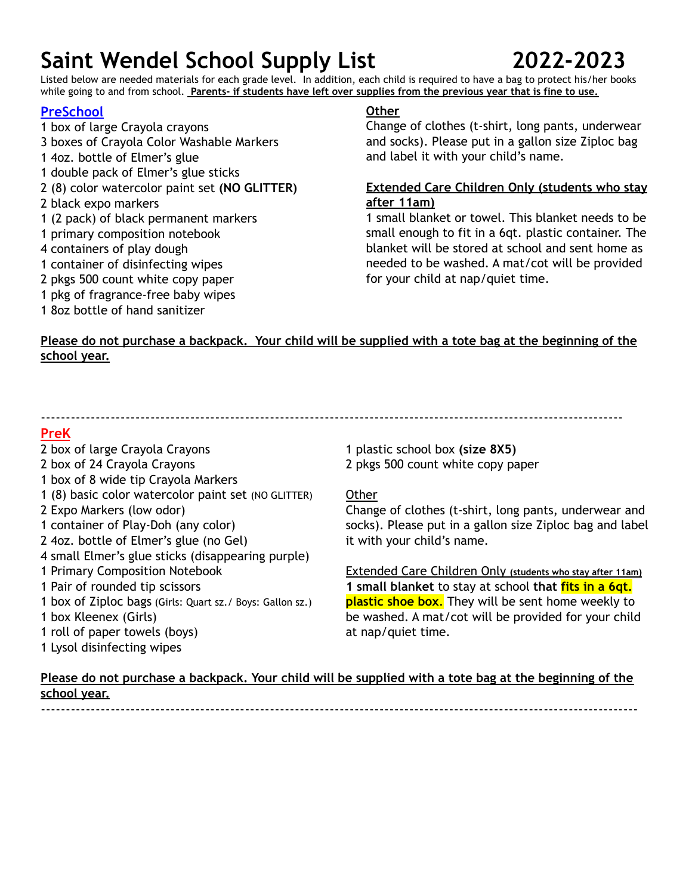# Saint Wendel School Supply List 2022-2023

Listed below are needed materials for each grade level. In addition, each child is required to have a bag to protect his/her books while going to and from school. **Parents- if students have left over supplies from the previous year that is fine to use.**

## PreSchool

1 box of large Crayola crayons
3 boxes of Crayola Color Washable Markers
1 4oz. bottle of Elmer's glue
1 double pack of Elmer's glue sticks
2 (8) color watercolor paint set **(NO GLITTER)**
2 black expo markers
1 (2 pack) of black permanent markers
1 primary composition notebook
4 containers of play dough
1 container of disinfecting wipes
2 pkgs 500 count white copy paper
1 pkg of fragrance-free baby wipes
1 8oz bottle of hand sanitizer

**Other**

Change of clothes (t-shirt, long pants, underwear and socks). Please put in a gallon size Ziploc bag and label it with your child's name.

**Extended Care Children Only (students who stay after 11am)**

1 small blanket or towel. This blanket needs to be small enough to fit in a 6qt. plastic container. The blanket will be stored at school and sent home as needed to be washed. A mat/cot will be provided for your child at nap/quiet time.

**Please do not purchase a backpack. Your child will be supplied with a tote bag at the beginning of the school year.**

---

## PreK

2 box of large Crayola Crayons
2 box of 24 Crayola Crayons
1 box of 8 wide tip Crayola Markers
1 (8) basic color watercolor paint set (NO GLITTER)
2 Expo Markers (low odor)
1 container of Play-Doh (any color)
2 4oz. bottle of Elmer's glue (no Gel)
4 small Elmer's glue sticks (disappearing purple)
1 Primary Composition Notebook
1 Pair of rounded tip scissors
1 box of Ziploc bags (Girls: Quart sz./ Boys: Gallon sz.)
1 box Kleenex (Girls)
1 roll of paper towels (boys)
1 Lysol disinfecting wipes
1 plastic school box **(size 8X5)**
2 pkgs 500 count white copy paper

Other

Change of clothes (t-shirt, long pants, underwear and socks). Please put in a gallon size Ziploc bag and label it with your child's name.

Extended Care Children Only (students who stay after 11am)

**1 small blanket** to stay at school **that fits in a 6qt. plastic shoe box**. They will be sent home weekly to be washed. A mat/cot will be provided for your child at nap/quiet time.

**Please do not purchase a backpack. Your child will be supplied with a tote bag at the beginning of the school year.**

---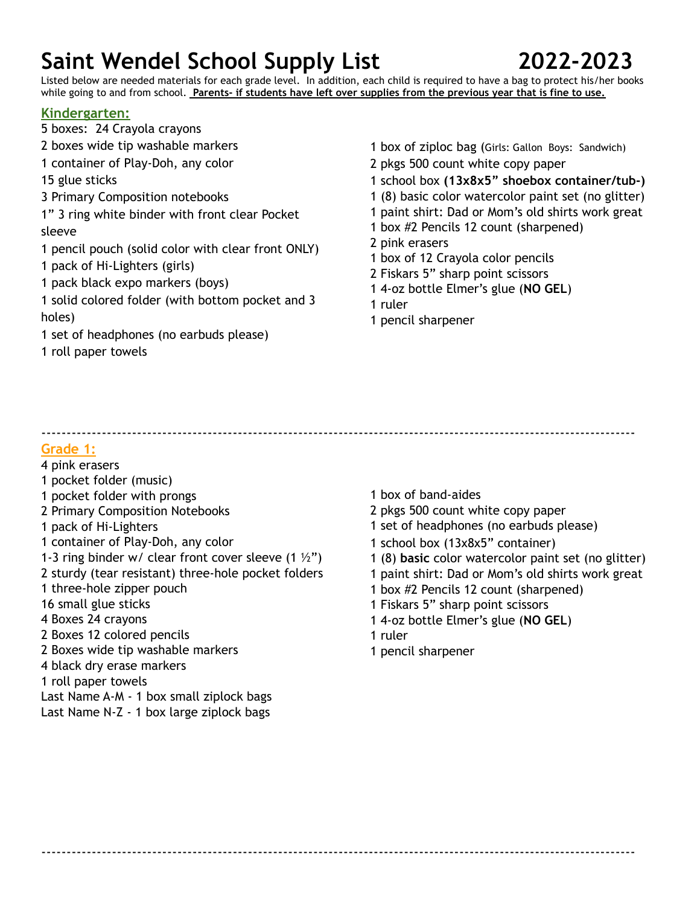# Saint Wendel School Supply List 2022-2023

Listed below are needed materials for each grade level. In addition, each child is required to have a bag to protect his/her books while going to and from school. **Parents- if students have left over supplies from the previous year that is fine to use.**

## Kindergarten:

5 boxes: 24 Crayola crayons
2 boxes wide tip washable markers
1 container of Play-Doh, any color
15 glue sticks
3 Primary Composition notebooks
1" 3 ring white binder with front clear Pocket sleeve
1 pencil pouch (solid color with clear front ONLY)
1 pack of Hi-Lighters (girls)
1 pack black expo markers (boys)
1 solid colored folder (with bottom pocket and 3 holes)
1 set of headphones (no earbuds please)
1 roll paper towels
1 box of ziploc bag (Girls: Gallon Boys: Sandwich)
2 pkgs 500 count white copy paper
1 school box **(13x8x5" shoebox container/tub-)**
1 (8) basic color watercolor paint set (no glitter)
1 paint shirt: Dad or Mom's old shirts work great
1 box #2 Pencils 12 count (sharpened)
2 pink erasers
1 box of 12 Crayola color pencils
2 Fiskars 5" sharp point scissors
1 4-oz bottle Elmer's glue (**NO GEL**)
1 ruler
1 pencil sharpener

---

## Grade 1:

4 pink erasers
1 pocket folder (music)
1 pocket folder with prongs
2 Primary Composition Notebooks
1 pack of Hi-Lighters
1 container of Play-Doh, any color
1-3 ring binder w/ clear front cover sleeve (1 ½")
2 sturdy (tear resistant) three-hole pocket folders
1 three-hole zipper pouch
16 small glue sticks
4 Boxes 24 crayons
2 Boxes 12 colored pencils
2 Boxes wide tip washable markers
4 black dry erase markers
1 roll paper towels
Last Name A-M - 1 box small ziplock bags
Last Name N-Z - 1 box large ziplock bags
1 box of band-aides
2 pkgs 500 count white copy paper
1 set of headphones (no earbuds please)
1 school box (13x8x5" container)
1 (8) **basic** color watercolor paint set (no glitter)
1 paint shirt: Dad or Mom's old shirts work great
1 box #2 Pencils 12 count (sharpened)
1 Fiskars 5" sharp point scissors
1 4-oz bottle Elmer's glue (**NO GEL**)
1 ruler
1 pencil sharpener

---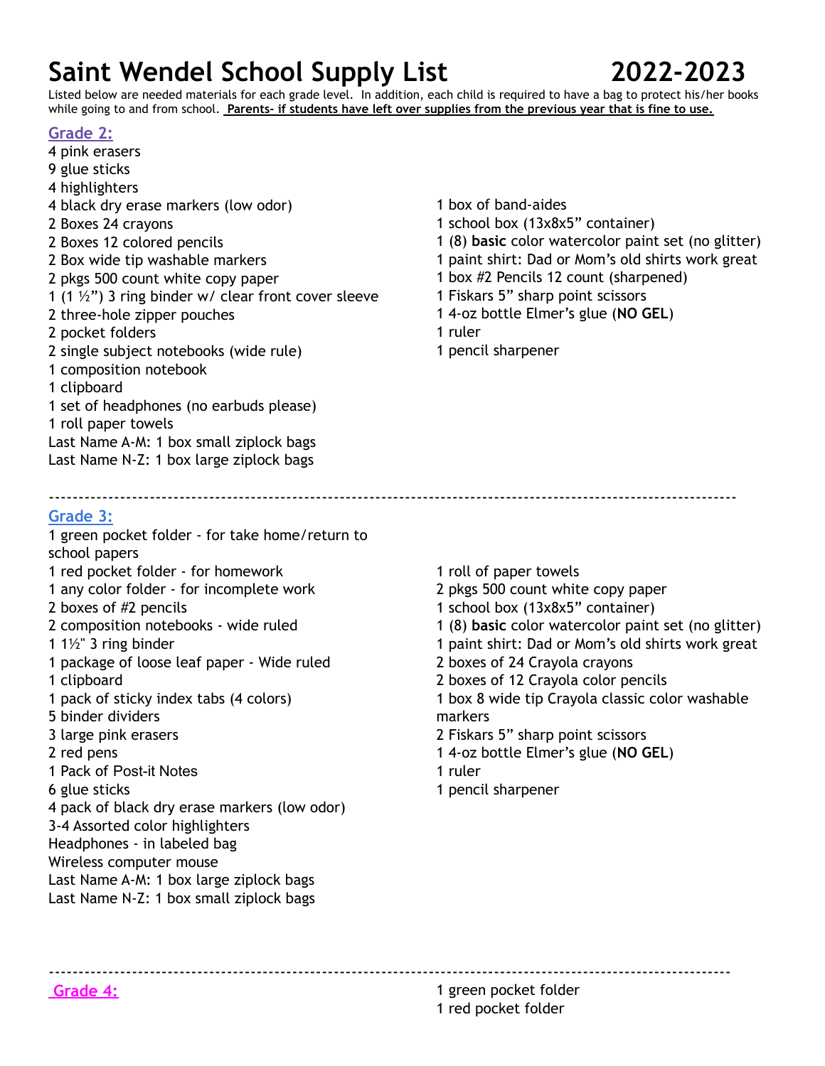# Saint Wendel School Supply List 2022-2023

Listed below are needed materials for each grade level. In addition, each child is required to have a bag to protect his/her books while going to and from school. **Parents- if students have left over supplies from the previous year that is fine to use.**

## Grade 2:

4 pink erasers
9 glue sticks
4 highlighters
4 black dry erase markers (low odor)
2 Boxes 24 crayons
2 Boxes 12 colored pencils
2 Box wide tip washable markers
2 pkgs 500 count white copy paper
1 (1 ½") 3 ring binder w/ clear front cover sleeve
2 three-hole zipper pouches
2 pocket folders
2 single subject notebooks (wide rule)
1 composition notebook
1 clipboard
1 set of headphones (no earbuds please)
1 roll paper towels
Last Name A-M: 1 box small ziplock bags
Last Name N-Z: 1 box large ziplock bags
1 box of band-aides
1 school box (13x8x5" container)
1 (8) **basic** color watercolor paint set (no glitter)
1 paint shirt: Dad or Mom's old shirts work great
1 box #2 Pencils 12 count (sharpened)
1 Fiskars 5" sharp point scissors
1 4-oz bottle Elmer's glue (**NO GEL**)
1 ruler
1 pencil sharpener

---

## Grade 3:

1 green pocket folder - for take home/return to school papers
1 red pocket folder - for homework
1 any color folder - for incomplete work
2 boxes of #2 pencils
2 composition notebooks - wide ruled
1 1½" 3 ring binder
1 package of loose leaf paper - Wide ruled
1 clipboard
1 pack of sticky index tabs (4 colors)
5 binder dividers
3 large pink erasers
2 red pens
1 Pack of Post-it Notes
6 glue sticks
4 pack of black dry erase markers (low odor)
3-4 Assorted color highlighters
Headphones - in labeled bag
Wireless computer mouse
Last Name A-M: 1 box large ziplock bags
Last Name N-Z: 1 box small ziplock bags
1 roll of paper towels
2 pkgs 500 count white copy paper
1 school box (13x8x5" container)
1 (8) **basic** color watercolor paint set (no glitter)
1 paint shirt: Dad or Mom's old shirts work great
2 boxes of 24 Crayola crayons
2 boxes of 12 Crayola color pencils
1 box 8 wide tip Crayola classic color washable markers
2 Fiskars 5" sharp point scissors
1 4-oz bottle Elmer's glue (**NO GEL**)
1 ruler
1 pencil sharpener

---

## Grade 4:

1 green pocket folder
1 red pocket folder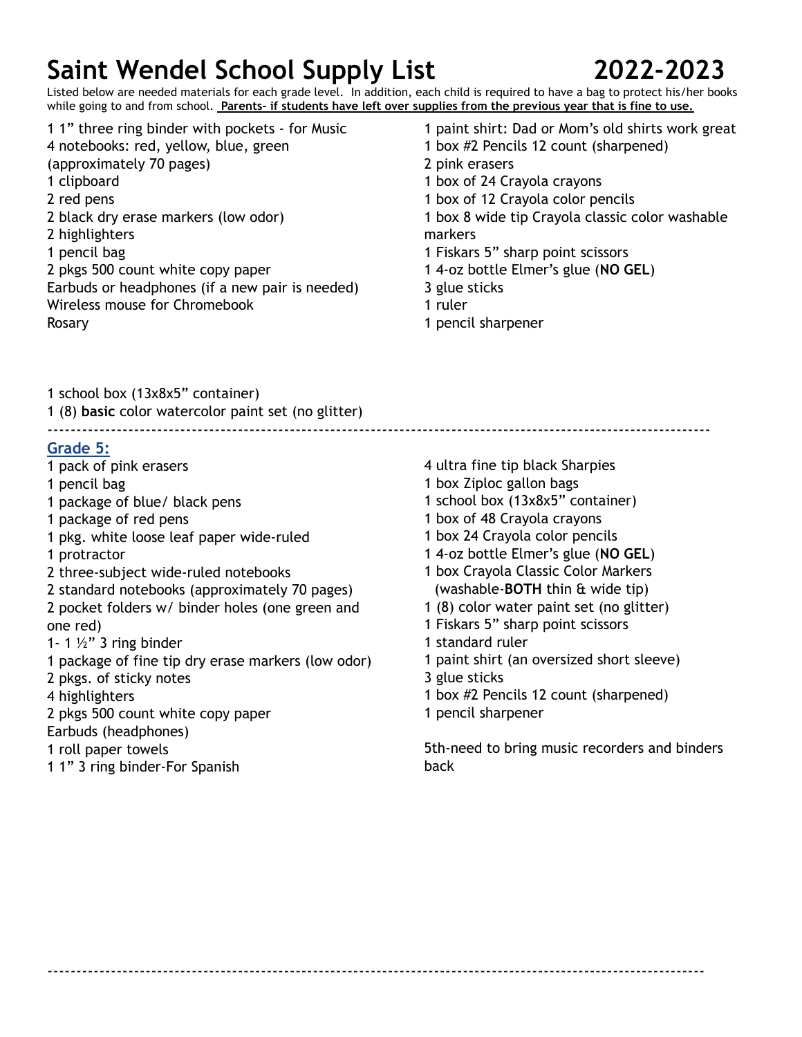# Saint Wendel School Supply List 2022-2023

Listed below are needed materials for each grade level. In addition, each child is required to have a bag to protect his/her books while going to and from school. **Parents- if students have left over supplies from the previous year that is fine to use.**

1 1" three ring binder with pockets - for Music
4 notebooks: red, yellow, blue, green (approximately 70 pages)
1 clipboard
2 red pens
2 black dry erase markers (low odor)
2 highlighters
1 pencil bag
2 pkgs 500 count white copy paper
Earbuds or headphones (if a new pair is needed)
Wireless mouse for Chromebook
Rosary
1 paint shirt: Dad or Mom's old shirts work great
1 box #2 Pencils 12 count (sharpened)
2 pink erasers
1 box of 24 Crayola crayons
1 box of 12 Crayola color pencils
1 box 8 wide tip Crayola classic color washable markers
1 Fiskars 5" sharp point scissors
1 4-oz bottle Elmer's glue (**NO GEL**)
3 glue sticks
1 ruler
1 pencil sharpener

1 school box (13x8x5" container)
1 (8) **basic** color watercolor paint set (no glitter)

---

## Grade 5:

1 pack of pink erasers
1 pencil bag
1 package of blue/ black pens
1 package of red pens
1 pkg. white loose leaf paper wide-ruled
1 protractor
2 three-subject wide-ruled notebooks
2 standard notebooks (approximately 70 pages)
2 pocket folders w/ binder holes (one green and one red)
1- 1 ½" 3 ring binder
1 package of fine tip dry erase markers (low odor)
2 pkgs. of sticky notes
4 highlighters
2 pkgs 500 count white copy paper
Earbuds (headphones)
1 roll paper towels
1 1" 3 ring binder-For Spanish
4 ultra fine tip black Sharpies
1 box Ziploc gallon bags
1 school box (13x8x5" container)
1 box of 48 Crayola crayons
1 box 24 Crayola color pencils
1 4-oz bottle Elmer's glue (**NO GEL**)
1 box Crayola Classic Color Markers (washable-**BOTH** thin & wide tip)
1 (8) color water paint set (no glitter)
1 Fiskars 5" sharp point scissors
1 standard ruler
1 paint shirt (an oversized short sleeve)
3 glue sticks
1 box #2 Pencils 12 count (sharpened)
1 pencil sharpener

5th-need to bring music recorders and binders back

---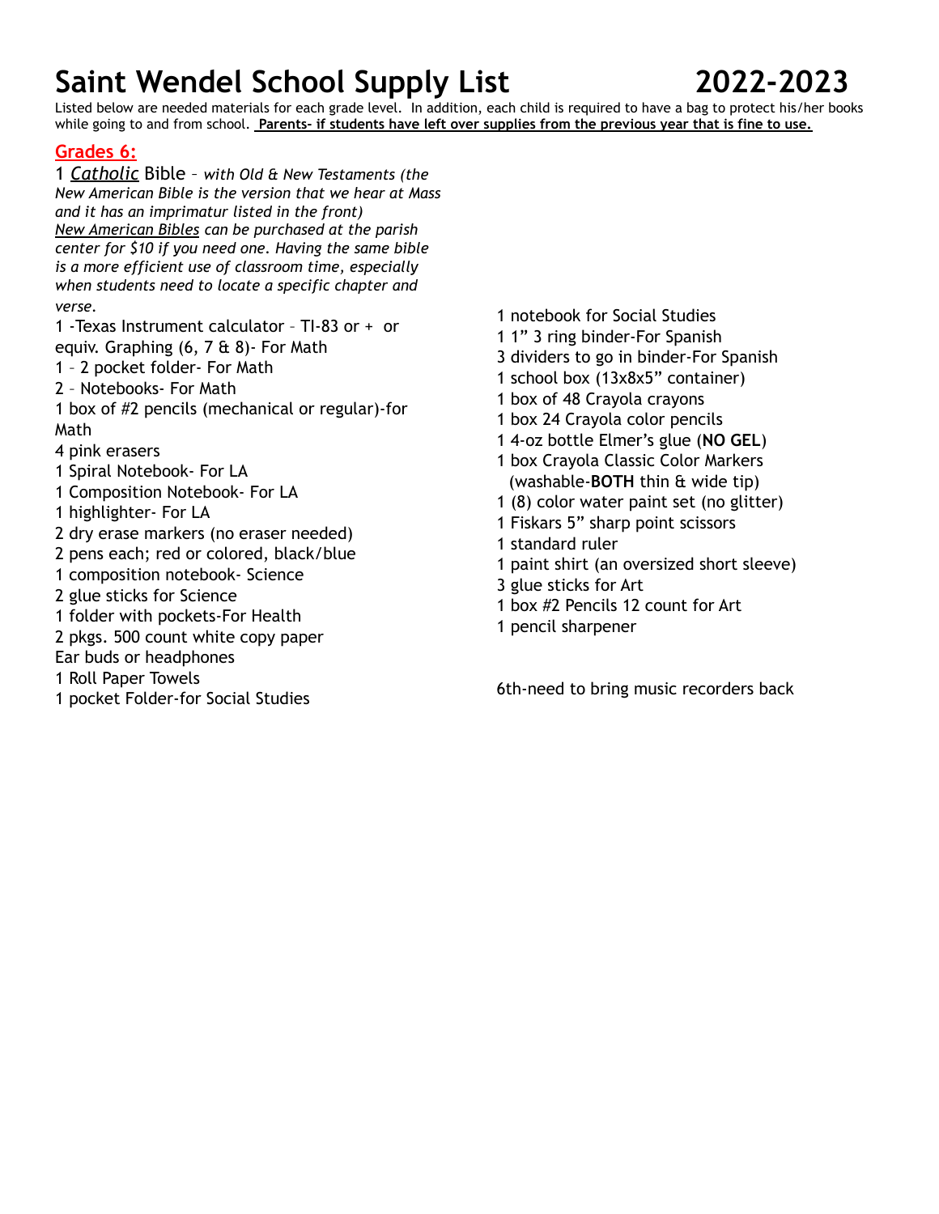# Saint Wendel School Supply List 2022-2023

Listed below are needed materials for each grade level. In addition, each child is required to have a bag to protect his/her books while going to and from school. **Parents- if students have left over supplies from the previous year that is fine to use.**

## Grades 6:

1 *Catholic* Bible – *with Old & New Testaments (the New American Bible is the version that we hear at Mass and it has an imprimatur listed in the front)* *New American Bibles can be purchased at the parish center for $10 if you need one. Having the same bible is a more efficient use of classroom time, especially when students need to locate a specific chapter and verse.*

1 -Texas Instrument calculator – TI-83 or + or equiv. Graphing (6, 7 & 8)- For Math
1 – 2 pocket folder- For Math
2 – Notebooks- For Math
1 box of #2 pencils (mechanical or regular)-for Math
4 pink erasers
1 Spiral Notebook- For LA
1 Composition Notebook- For LA
1 highlighter- For LA
2 dry erase markers (no eraser needed)
2 pens each; red or colored, black/blue
1 composition notebook- Science
2 glue sticks for Science
1 folder with pockets-For Health
2 pkgs. 500 count white copy paper
Ear buds or headphones
1 Roll Paper Towels
1 pocket Folder-for Social Studies
1 notebook for Social Studies
1 1" 3 ring binder-For Spanish
3 dividers to go in binder-For Spanish
1 school box (13x8x5" container)
1 box of 48 Crayola crayons
1 box 24 Crayola color pencils
1 4-oz bottle Elmer's glue (**NO GEL**)
1 box Crayola Classic Color Markers (washable-**BOTH** thin & wide tip)
1 (8) color water paint set (no glitter)
1 Fiskars 5" sharp point scissors
1 standard ruler
1 paint shirt (an oversized short sleeve)
3 glue sticks for Art
1 box #2 Pencils 12 count for Art
1 pencil sharpener

6th-need to bring music recorders back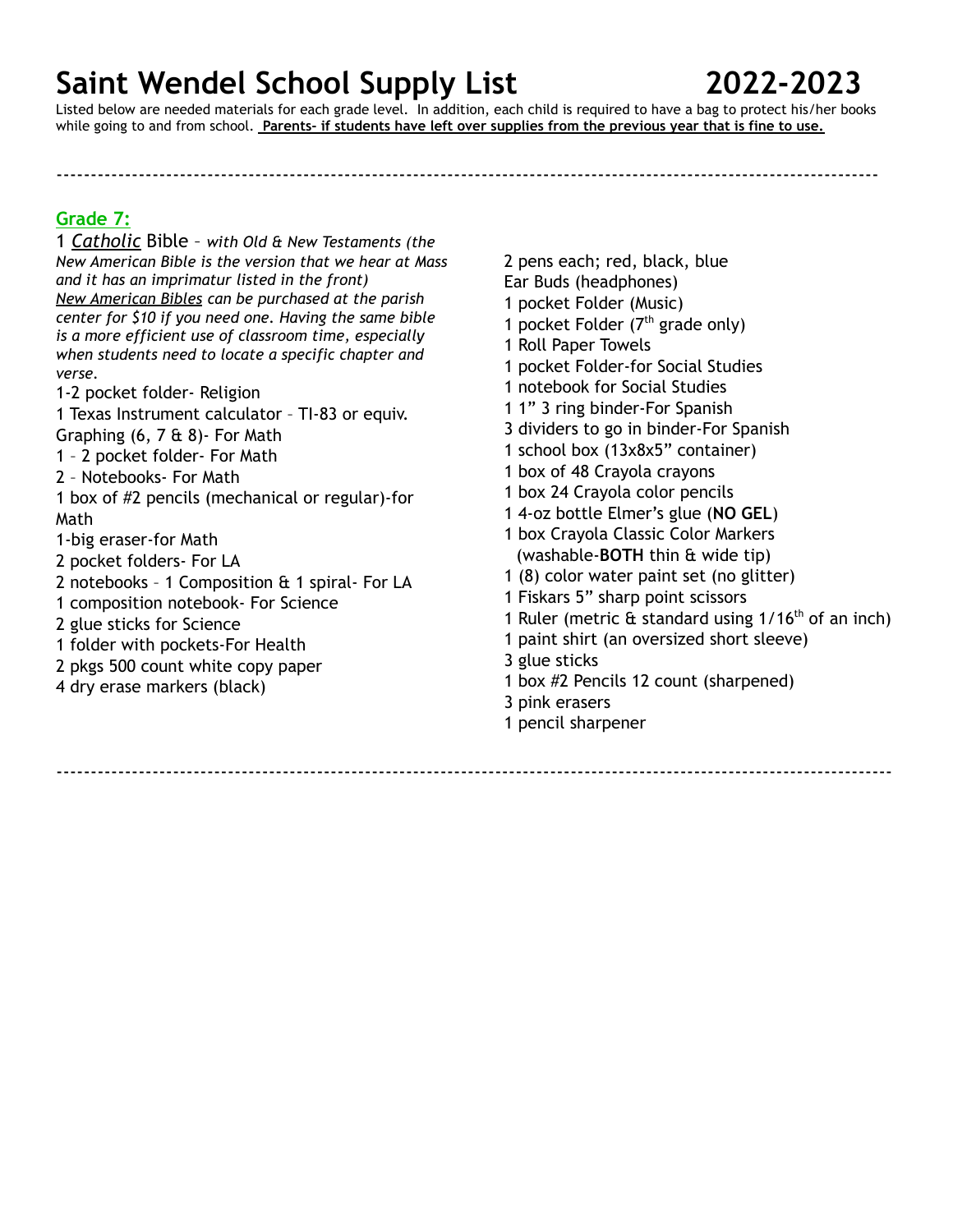# Saint Wendel School Supply List 2022-2023

Listed below are needed materials for each grade level. In addition, each child is required to have a bag to protect his/her books while going to and from school. **Parents- if students have left over supplies from the previous year that is fine to use.**

---

## Grade 7:

1 *Catholic* Bible – *with Old & New Testaments (the New American Bible is the version that we hear at Mass and it has an imprimatur listed in the front) New American Bibles can be purchased at the parish center for $10 if you need one. Having the same bible is a more efficient use of classroom time, especially when students need to locate a specific chapter and verse.*

1-2 pocket folder- Religion
1 Texas Instrument calculator – TI-83 or equiv. Graphing (6, 7 & 8)- For Math
1 – 2 pocket folder- For Math
2 – Notebooks- For Math
1 box of #2 pencils (mechanical or regular)-for Math
1-big eraser-for Math
2 pocket folders- For LA
2 notebooks – 1 Composition & 1 spiral- For LA
1 composition notebook- For Science
2 glue sticks for Science
1 folder with pockets-For Health
2 pkgs 500 count white copy paper
4 dry erase markers (black)
2 pens each; red, black, blue
Ear Buds (headphones)
1 pocket Folder (Music)
1 pocket Folder (7th grade only)
1 Roll Paper Towels
1 pocket Folder-for Social Studies
1 notebook for Social Studies
1 1” 3 ring binder-For Spanish
3 dividers to go in binder-For Spanish
1 school box (13x8x5” container)
1 box of 48 Crayola crayons
1 box 24 Crayola color pencils
1 4-oz bottle Elmer’s glue (**NO GEL**)
1 box Crayola Classic Color Markers (washable-**BOTH** thin & wide tip)
1 (8) color water paint set (no glitter)
1 Fiskars 5” sharp point scissors
1 Ruler (metric & standard using 1/16th of an inch)
1 paint shirt (an oversized short sleeve)
3 glue sticks
1 box #2 Pencils 12 count (sharpened)
3 pink erasers
1 pencil sharpener

---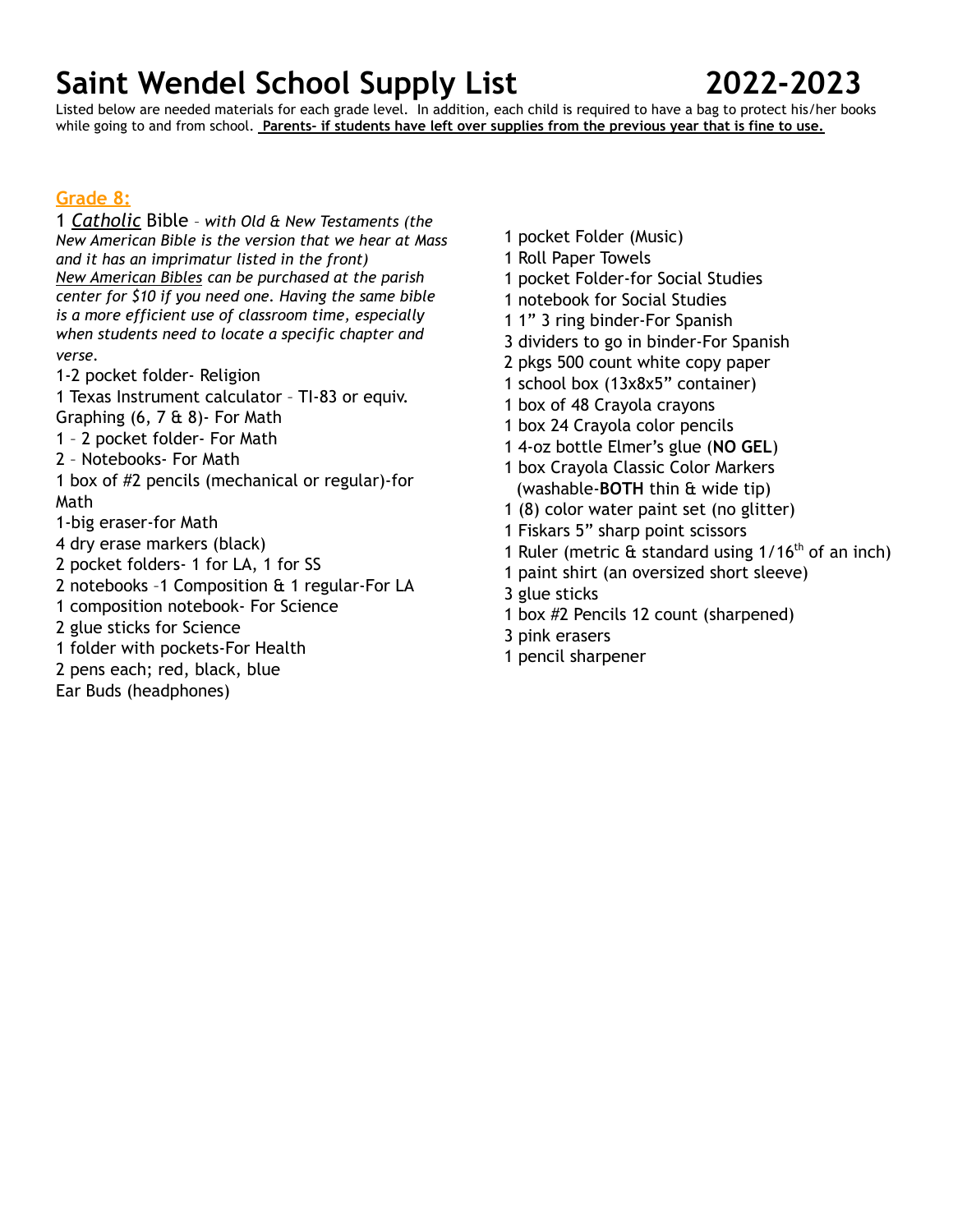# Saint Wendel School Supply List 2022-2023

Listed below are needed materials for each grade level. In addition, each child is required to have a bag to protect his/her books while going to and from school. **Parents- if students have left over supplies from the previous year that is fine to use.**

## Grade 8:

1 *Catholic* Bible – *with Old & New Testaments (the New American Bible is the version that we hear at Mass and it has an imprimatur listed in the front) New American Bibles can be purchased at the parish center for $10 if you need one. Having the same bible is a more efficient use of classroom time, especially when students need to locate a specific chapter and verse.*

1-2 pocket folder- Religion

1 Texas Instrument calculator – TI-83 or equiv. Graphing (6, 7 & 8)- For Math

1 – 2 pocket folder- For Math

2 – Notebooks- For Math

1 box of #2 pencils (mechanical or regular)-for Math

1-big eraser-for Math

4 dry erase markers (black)

2 pocket folders- 1 for LA, 1 for SS

2 notebooks –1 Composition & 1 regular-For LA

1 composition notebook- For Science

2 glue sticks for Science

1 folder with pockets-For Health

2 pens each; red, black, blue

Ear Buds (headphones)

1 pocket Folder (Music)

1 Roll Paper Towels

1 pocket Folder-for Social Studies

1 notebook for Social Studies

1 1" 3 ring binder-For Spanish

3 dividers to go in binder-For Spanish

2 pkgs 500 count white copy paper

1 school box (13x8x5" container)

1 box of 48 Crayola crayons

1 box 24 Crayola color pencils

1 4-oz bottle Elmer's glue (**NO GEL**)

1 box Crayola Classic Color Markers (washable-**BOTH** thin & wide tip)

1 (8) color water paint set (no glitter)

1 Fiskars 5" sharp point scissors

1 Ruler (metric & standard using 1/16th of an inch)

1 paint shirt (an oversized short sleeve)

3 glue sticks

1 box #2 Pencils 12 count (sharpened)

3 pink erasers

1 pencil sharpener